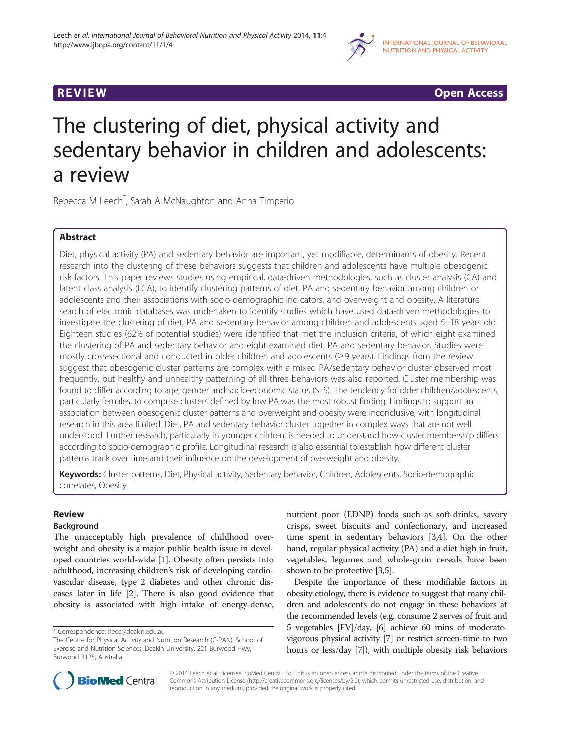REVIEW **Open Access**

# The clustering of diet, physical activity and sedentary behavior in children and adolescents: a review

Rebecca M Leech*, Sarah A McNaughton and Anna Timperio

## Abstract

Diet, physical activity (PA) and sedentary behavior are important, yet modifiable, determinants of obesity. Recent research into the clustering of these behaviors suggests that children and adolescents have multiple obesogenic risk factors. This paper reviews studies using empirical, data-driven methodologies, such as cluster analysis (CA) and latent class analysis (LCA), to identify clustering patterns of diet, PA and sedentary behavior among children or adolescents and their associations with socio-demographic indicators, and overweight and obesity. A literature search of electronic databases was undertaken to identify studies which have used data-driven methodologies to investigate the clustering of diet, PA and sedentary behavior among children and adolescents aged 5–18 years old. Eighteen studies (62% of potential studies) were identified that met the inclusion criteria, of which eight examined the clustering of PA and sedentary behavior and eight examined diet, PA and sedentary behavior. Studies were mostly cross-sectional and conducted in older children and adolescents (≥9 years). Findings from the review suggest that obesogenic cluster patterns are complex with a mixed PA/sedentary behavior cluster observed most frequently, but healthy and unhealthy patterning of all three behaviors was also reported. Cluster membership was found to differ according to age, gender and socio-economic status (SES). The tendency for older children/adolescents, particularly females, to comprise clusters defined by low PA was the most robust finding. Findings to support an association between obesogenic cluster patterns and overweight and obesity were inconclusive, with longitudinal research in this area limited. Diet, PA and sedentary behavior cluster together in complex ways that are not well understood. Further research, particularly in younger children, is needed to understand how cluster membership differs according to socio-demographic profile. Longitudinal research is also essential to establish how different cluster patterns track over time and their influence on the development of overweight and obesity.

**Keywords:** Cluster patterns, Diet, Physical activity, Sedentary behavior, Children, Adolescents, Socio-demographic correlates, Obesity

## Review

### Background

The unacceptably high prevalence of childhood overweight and obesity is a major public health issue in developed countries world-wide [1]. Obesity often persists into adulthood, increasing children's risk of developing cardiovascular disease, type 2 diabetes and other chronic diseases later in life [2]. There is also good evidence that obesity is associated with high intake of energy-dense, nutrient poor (EDNP) foods such as soft-drinks, savory crisps, sweet biscuits and confectionary, and increased time spent in sedentary behaviors [3,4]. On the other hand, regular physical activity (PA) and a diet high in fruit, vegetables, legumes and whole-grain cereals have been shown to be protective [3,5].

Despite the importance of these modifiable factors in obesity etiology, there is evidence to suggest that many children and adolescents do not engage in these behaviors at the recommended levels (e.g. consume 2 serves of fruit and 5 vegetables [FV]/day, [6] achieve 60 mins of moderate-vigorous physical activity [7] or restrict screen-time to two hours or less/day [7]), with multiple obesity risk behaviors

\* Correspondence: rleec@deakin.edu.au
The Centre for Physical Activity and Nutrition Research (C-PAN), School of Exercise and Nutrition Sciences, Deakin University, 221 Burwood Hwy, Burwood 3125, Australia

© 2014 Leech et al.; licensee BioMed Central Ltd. This is an open access article distributed under the terms of the Creative Commons Attribution License (http://creativecommons.org/licenses/by/2.0), which permits unrestricted use, distribution, and reproduction in any medium, provided the original work is properly cited.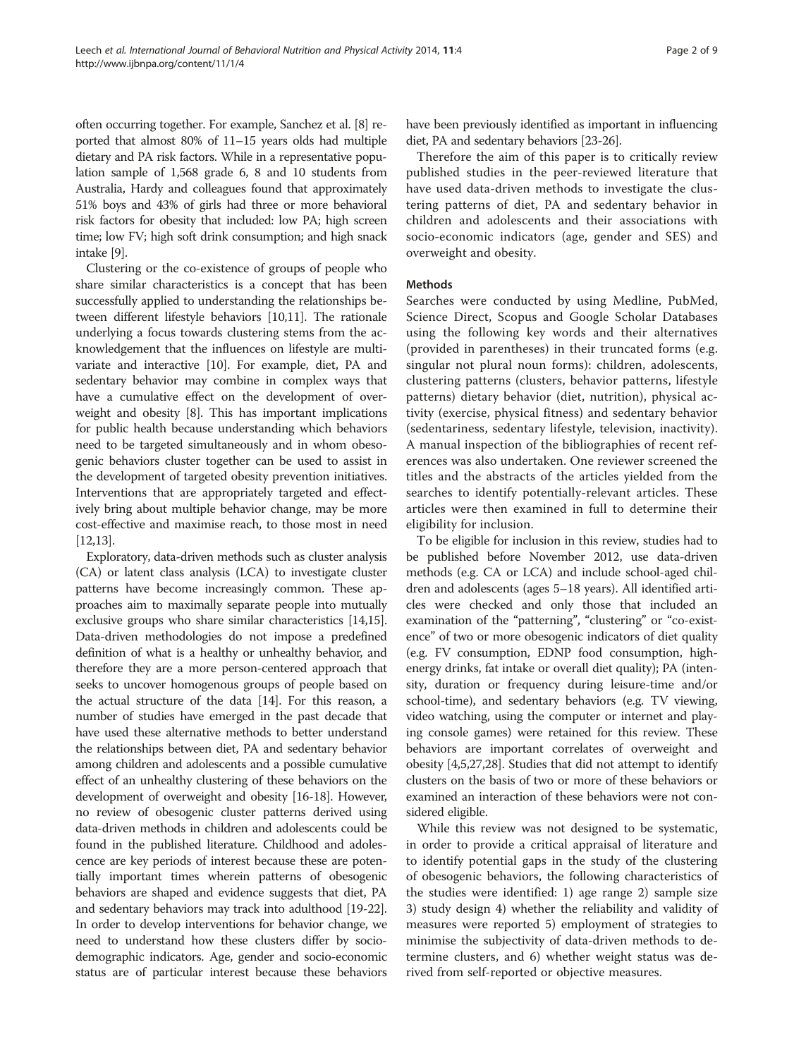often occurring together. For example, Sanchez et al. [8] reported that almost 80% of 11–15 years olds had multiple dietary and PA risk factors. While in a representative population sample of 1,568 grade 6, 8 and 10 students from Australia, Hardy and colleagues found that approximately 51% boys and 43% of girls had three or more behavioral risk factors for obesity that included: low PA; high screen time; low FV; high soft drink consumption; and high snack intake [9].

Clustering or the co-existence of groups of people who share similar characteristics is a concept that has been successfully applied to understanding the relationships between different lifestyle behaviors [10,11]. The rationale underlying a focus towards clustering stems from the acknowledgement that the influences on lifestyle are multivariate and interactive [10]. For example, diet, PA and sedentary behavior may combine in complex ways that have a cumulative effect on the development of overweight and obesity [8]. This has important implications for public health because understanding which behaviors need to be targeted simultaneously and in whom obesogenic behaviors cluster together can be used to assist in the development of targeted obesity prevention initiatives. Interventions that are appropriately targeted and effectively bring about multiple behavior change, may be more cost-effective and maximise reach, to those most in need [12,13].

Exploratory, data-driven methods such as cluster analysis (CA) or latent class analysis (LCA) to investigate cluster patterns have become increasingly common. These approaches aim to maximally separate people into mutually exclusive groups who share similar characteristics [14,15]. Data-driven methodologies do not impose a predefined definition of what is a healthy or unhealthy behavior, and therefore they are a more person-centered approach that seeks to uncover homogenous groups of people based on the actual structure of the data [14]. For this reason, a number of studies have emerged in the past decade that have used these alternative methods to better understand the relationships between diet, PA and sedentary behavior among children and adolescents and a possible cumulative effect of an unhealthy clustering of these behaviors on the development of overweight and obesity [16-18]. However, no review of obesogenic cluster patterns derived using data-driven methods in children and adolescents could be found in the published literature. Childhood and adolescence are key periods of interest because these are potentially important times wherein patterns of obesogenic behaviors are shaped and evidence suggests that diet, PA and sedentary behaviors may track into adulthood [19-22]. In order to develop interventions for behavior change, we need to understand how these clusters differ by socio-demographic indicators. Age, gender and socio-economic status are of particular interest because these behaviors have been previously identified as important in influencing diet, PA and sedentary behaviors [23-26].

Therefore the aim of this paper is to critically review published studies in the peer-reviewed literature that have used data-driven methods to investigate the clustering patterns of diet, PA and sedentary behavior in children and adolescents and their associations with socio-economic indicators (age, gender and SES) and overweight and obesity.

## Methods

Searches were conducted by using Medline, PubMed, Science Direct, Scopus and Google Scholar Databases using the following key words and their alternatives (provided in parentheses) in their truncated forms (e.g. singular not plural noun forms): children, adolescents, clustering patterns (clusters, behavior patterns, lifestyle patterns) dietary behavior (diet, nutrition), physical activity (exercise, physical fitness) and sedentary behavior (sedentariness, sedentary lifestyle, television, inactivity). A manual inspection of the bibliographies of recent references was also undertaken. One reviewer screened the titles and the abstracts of the articles yielded from the searches to identify potentially-relevant articles. These articles were then examined in full to determine their eligibility for inclusion.

To be eligible for inclusion in this review, studies had to be published before November 2012, use data-driven methods (e.g. CA or LCA) and include school-aged children and adolescents (ages 5–18 years). All identified articles were checked and only those that included an examination of the "patterning", "clustering" or "co-existence" of two or more obesogenic indicators of diet quality (e.g. FV consumption, EDNP food consumption, high-energy drinks, fat intake or overall diet quality); PA (intensity, duration or frequency during leisure-time and/or school-time), and sedentary behaviors (e.g. TV viewing, video watching, using the computer or internet and playing console games) were retained for this review. These behaviors are important correlates of overweight and obesity [4,5,27,28]. Studies that did not attempt to identify clusters on the basis of two or more of these behaviors or examined an interaction of these behaviors were not considered eligible.

While this review was not designed to be systematic, in order to provide a critical appraisal of literature and to identify potential gaps in the study of the clustering of obesogenic behaviors, the following characteristics of the studies were identified: 1) age range 2) sample size 3) study design 4) whether the reliability and validity of measures were reported 5) employment of strategies to minimise the subjectivity of data-driven methods to determine clusters, and 6) whether weight status was derived from self-reported or objective measures.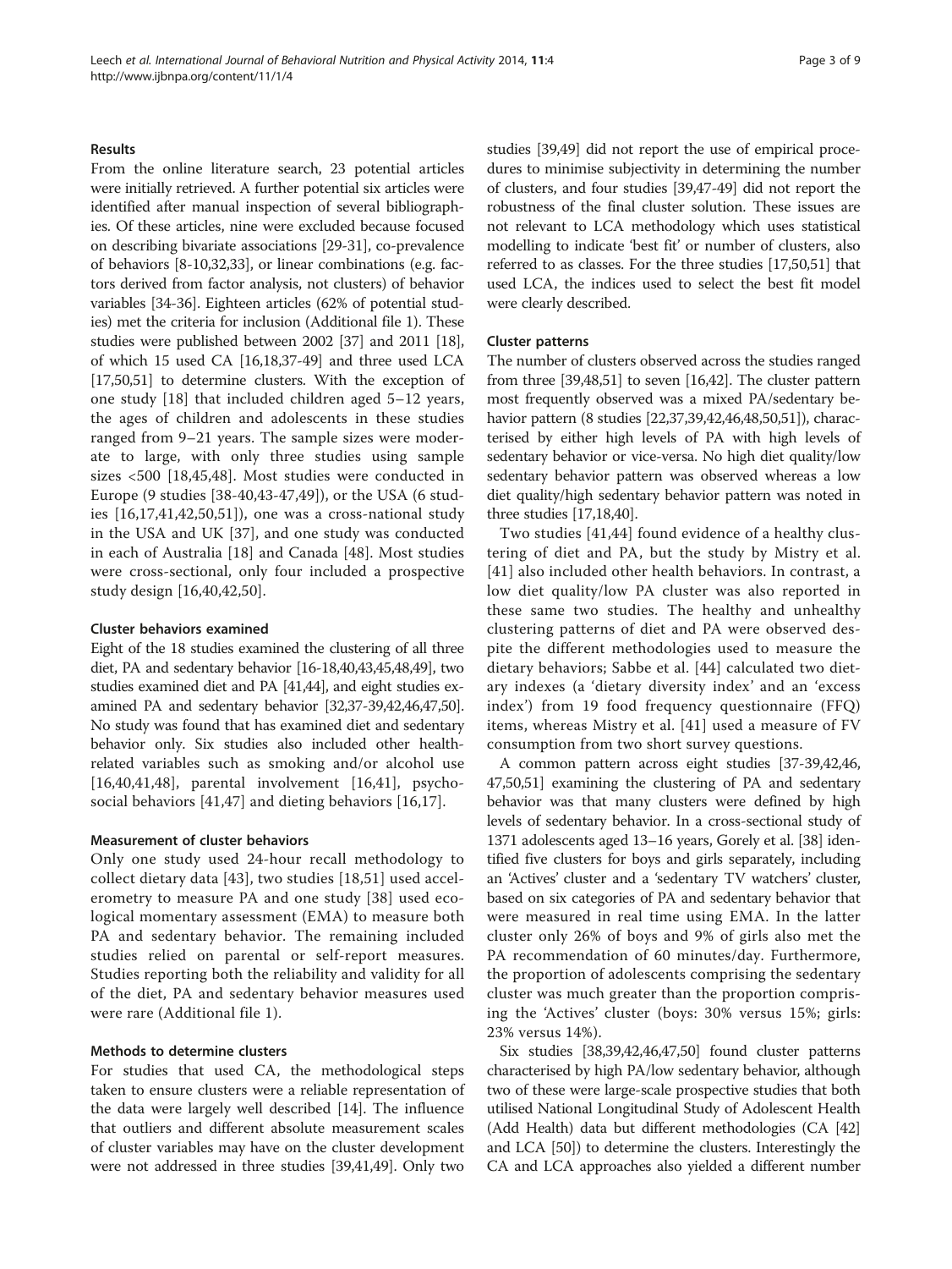## Results

From the online literature search, 23 potential articles were initially retrieved. A further potential six articles were identified after manual inspection of several bibliographies. Of these articles, nine were excluded because focused on describing bivariate associations [29-31], co-prevalence of behaviors [8-10,32,33], or linear combinations (e.g. factors derived from factor analysis, not clusters) of behavior variables [34-36]. Eighteen articles (62% of potential studies) met the criteria for inclusion (Additional file 1). These studies were published between 2002 [37] and 2011 [18], of which 15 used CA [16,18,37-49] and three used LCA [17,50,51] to determine clusters. With the exception of one study [18] that included children aged 5–12 years, the ages of children and adolescents in these studies ranged from 9–21 years. The sample sizes were moderate to large, with only three studies using sample sizes <500 [18,45,48]. Most studies were conducted in Europe (9 studies [38-40,43-47,49]), or the USA (6 studies [16,17,41,42,50,51]), one was a cross-national study in the USA and UK [37], and one study was conducted in each of Australia [18] and Canada [48]. Most studies were cross-sectional, only four included a prospective study design [16,40,42,50].

### Cluster behaviors examined

Eight of the 18 studies examined the clustering of all three diet, PA and sedentary behavior [16-18,40,43,45,48,49], two studies examined diet and PA [41,44], and eight studies examined PA and sedentary behavior [32,37-39,42,46,47,50]. No study was found that has examined diet and sedentary behavior only. Six studies also included other health-related variables such as smoking and/or alcohol use [16,40,41,48], parental involvement [16,41], psychosocial behaviors [41,47] and dieting behaviors [16,17].

### Measurement of cluster behaviors

Only one study used 24-hour recall methodology to collect dietary data [43], two studies [18,51] used accelerometry to measure PA and one study [38] used ecological momentary assessment (EMA) to measure both PA and sedentary behavior. The remaining included studies relied on parental or self-report measures. Studies reporting both the reliability and validity for all of the diet, PA and sedentary behavior measures used were rare (Additional file 1).

### Methods to determine clusters

For studies that used CA, the methodological steps taken to ensure clusters were a reliable representation of the data were largely well described [14]. The influence that outliers and different absolute measurement scales of cluster variables may have on the cluster development were not addressed in three studies [39,41,49]. Only two studies [39,49] did not report the use of empirical procedures to minimise subjectivity in determining the number of clusters, and four studies [39,47-49] did not report the robustness of the final cluster solution. These issues are not relevant to LCA methodology which uses statistical modelling to indicate 'best fit' or number of clusters, also referred to as classes. For the three studies [17,50,51] that used LCA, the indices used to select the best fit model were clearly described.

### Cluster patterns

The number of clusters observed across the studies ranged from three [39,48,51] to seven [16,42]. The cluster pattern most frequently observed was a mixed PA/sedentary behavior pattern (8 studies [22,37,39,42,46,48,50,51]), characterised by either high levels of PA with high levels of sedentary behavior or vice-versa. No high diet quality/low sedentary behavior pattern was observed whereas a low diet quality/high sedentary behavior pattern was noted in three studies [17,18,40].

Two studies [41,44] found evidence of a healthy clustering of diet and PA, but the study by Mistry et al. [41] also included other health behaviors. In contrast, a low diet quality/low PA cluster was also reported in these same two studies. The healthy and unhealthy clustering patterns of diet and PA were observed despite the different methodologies used to measure the dietary behaviors; Sabbe et al. [44] calculated two dietary indexes (a 'dietary diversity index' and an 'excess index') from 19 food frequency questionnaire (FFQ) items, whereas Mistry et al. [41] used a measure of FV consumption from two short survey questions.

A common pattern across eight studies [37-39,42,46,47,50,51] examining the clustering of PA and sedentary behavior was that many clusters were defined by high levels of sedentary behavior. In a cross-sectional study of 1371 adolescents aged 13–16 years, Gorely et al. [38] identified five clusters for boys and girls separately, including an 'Actives' cluster and a 'sedentary TV watchers' cluster, based on six categories of PA and sedentary behavior that were measured in real time using EMA. In the latter cluster only 26% of boys and 9% of girls also met the PA recommendation of 60 minutes/day. Furthermore, the proportion of adolescents comprising the sedentary cluster was much greater than the proportion comprising the 'Actives' cluster (boys: 30% versus 15%; girls: 23% versus 14%).

Six studies [38,39,42,46,47,50] found cluster patterns characterised by high PA/low sedentary behavior, although two of these were large-scale prospective studies that both utilised National Longitudinal Study of Adolescent Health (Add Health) data but different methodologies (CA [42] and LCA [50]) to determine the clusters. Interestingly the CA and LCA approaches also yielded a different number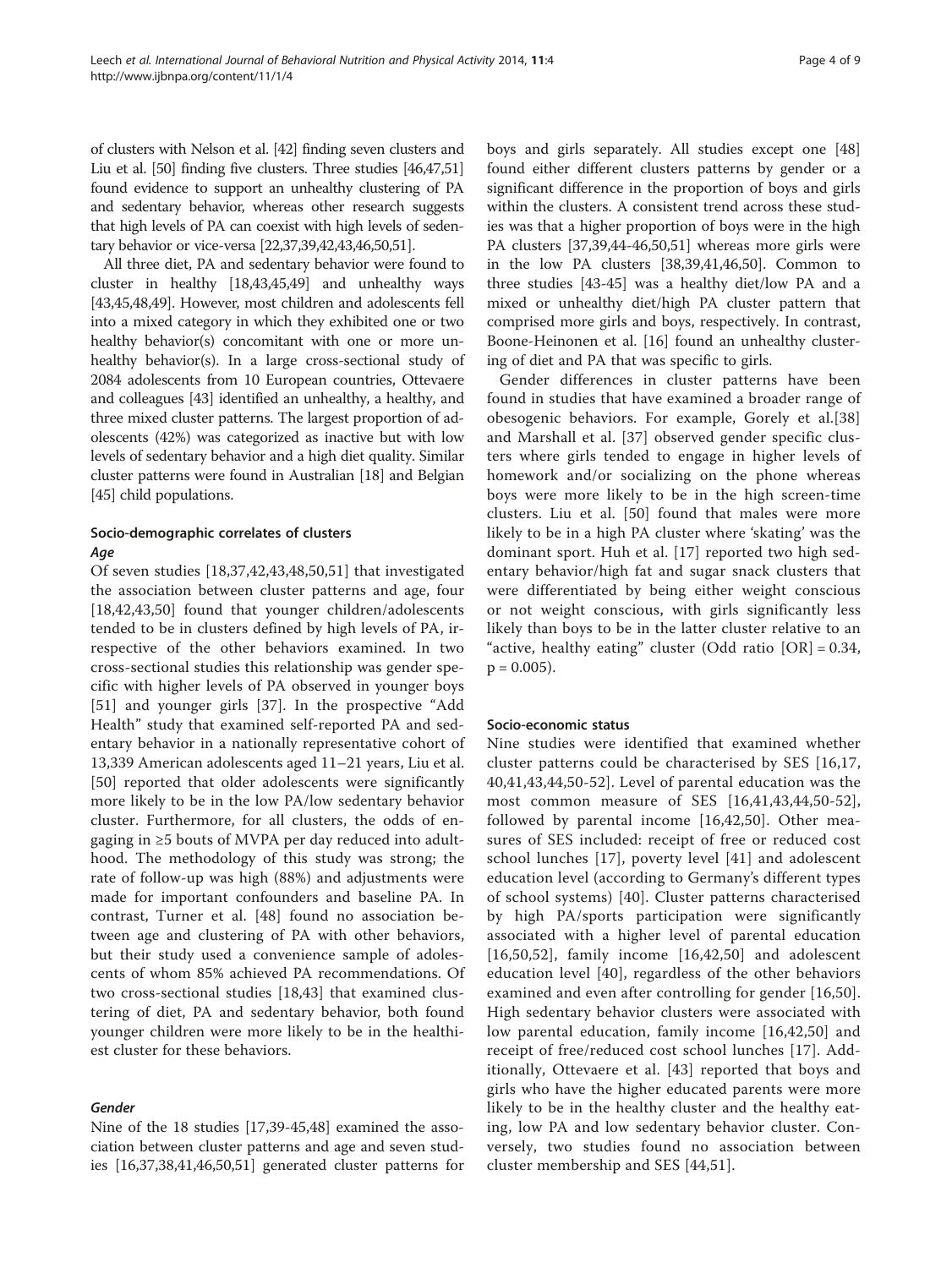of clusters with Nelson et al. [42] finding seven clusters and Liu et al. [50] finding five clusters. Three studies [46,47,51] found evidence to support an unhealthy clustering of PA and sedentary behavior, whereas other research suggests that high levels of PA can coexist with high levels of sedentary behavior or vice-versa [22,37,39,42,43,46,50,51].

All three diet, PA and sedentary behavior were found to cluster in healthy [18,43,45,49] and unhealthy ways [43,45,48,49]. However, most children and adolescents fell into a mixed category in which they exhibited one or two healthy behavior(s) concomitant with one or more unhealthy behavior(s). In a large cross-sectional study of 2084 adolescents from 10 European countries, Ottevaere and colleagues [43] identified an unhealthy, a healthy, and three mixed cluster patterns. The largest proportion of adolescents (42%) was categorized as inactive but with low levels of sedentary behavior and a high diet quality. Similar cluster patterns were found in Australian [18] and Belgian [45] child populations.

### Socio-demographic correlates of clusters

#### *Age*

Of seven studies [18,37,42,43,48,50,51] that investigated the association between cluster patterns and age, four [18,42,43,50] found that younger children/adolescents tended to be in clusters defined by high levels of PA, irrespective of the other behaviors examined. In two cross-sectional studies this relationship was gender specific with higher levels of PA observed in younger boys [51] and younger girls [37]. In the prospective "Add Health" study that examined self-reported PA and sedentary behavior in a nationally representative cohort of 13,339 American adolescents aged 11–21 years, Liu et al. [50] reported that older adolescents were significantly more likely to be in the low PA/low sedentary behavior cluster. Furthermore, for all clusters, the odds of engaging in ≥5 bouts of MVPA per day reduced into adulthood. The methodology of this study was strong; the rate of follow-up was high (88%) and adjustments were made for important confounders and baseline PA. In contrast, Turner et al. [48] found no association between age and clustering of PA with other behaviors, but their study used a convenience sample of adolescents of whom 85% achieved PA recommendations. Of two cross-sectional studies [18,43] that examined clustering of diet, PA and sedentary behavior, both found younger children were more likely to be in the healthiest cluster for these behaviors.

#### *Gender*

Nine of the 18 studies [17,39-45,48] examined the association between cluster patterns and age and seven studies [16,37,38,41,46,50,51] generated cluster patterns for boys and girls separately. All studies except one [48] found either different clusters patterns by gender or a significant difference in the proportion of boys and girls within the clusters. A consistent trend across these studies was that a higher proportion of boys were in the high PA clusters [37,39,44-46,50,51] whereas more girls were in the low PA clusters [38,39,41,46,50]. Common to three studies [43-45] was a healthy diet/low PA and a mixed or unhealthy diet/high PA cluster pattern that comprised more girls and boys, respectively. In contrast, Boone-Heinonen et al. [16] found an unhealthy clustering of diet and PA that was specific to girls.

Gender differences in cluster patterns have been found in studies that have examined a broader range of obesogenic behaviors. For example, Gorely et al.[38] and Marshall et al. [37] observed gender specific clusters where girls tended to engage in higher levels of homework and/or socializing on the phone whereas boys were more likely to be in the high screen-time clusters. Liu et al. [50] found that males were more likely to be in a high PA cluster where 'skating' was the dominant sport. Huh et al. [17] reported two high sedentary behavior/high fat and sugar snack clusters that were differentiated by being either weight conscious or not weight conscious, with girls significantly less likely than boys to be in the latter cluster relative to an "active, healthy eating" cluster (Odd ratio [OR] = 0.34, $p = 0.005$).

### Socio-economic status

Nine studies were identified that examined whether cluster patterns could be characterised by SES [16,17,40,41,43,44,50-52]. Level of parental education was the most common measure of SES [16,41,43,44,50-52], followed by parental income [16,42,50]. Other measures of SES included: receipt of free or reduced cost school lunches [17], poverty level [41] and adolescent education level (according to Germany's different types of school systems) [40]. Cluster patterns characterised by high PA/sports participation were significantly associated with a higher level of parental education [16,50,52], family income [16,42,50] and adolescent education level [40], regardless of the other behaviors examined and even after controlling for gender [16,50]. High sedentary behavior clusters were associated with low parental education, family income [16,42,50] and receipt of free/reduced cost school lunches [17]. Additionally, Ottevaere et al. [43] reported that boys and girls who have the higher educated parents were more likely to be in the healthy cluster and the healthy eating, low PA and low sedentary behavior cluster. Conversely, two studies found no association between cluster membership and SES [44,51].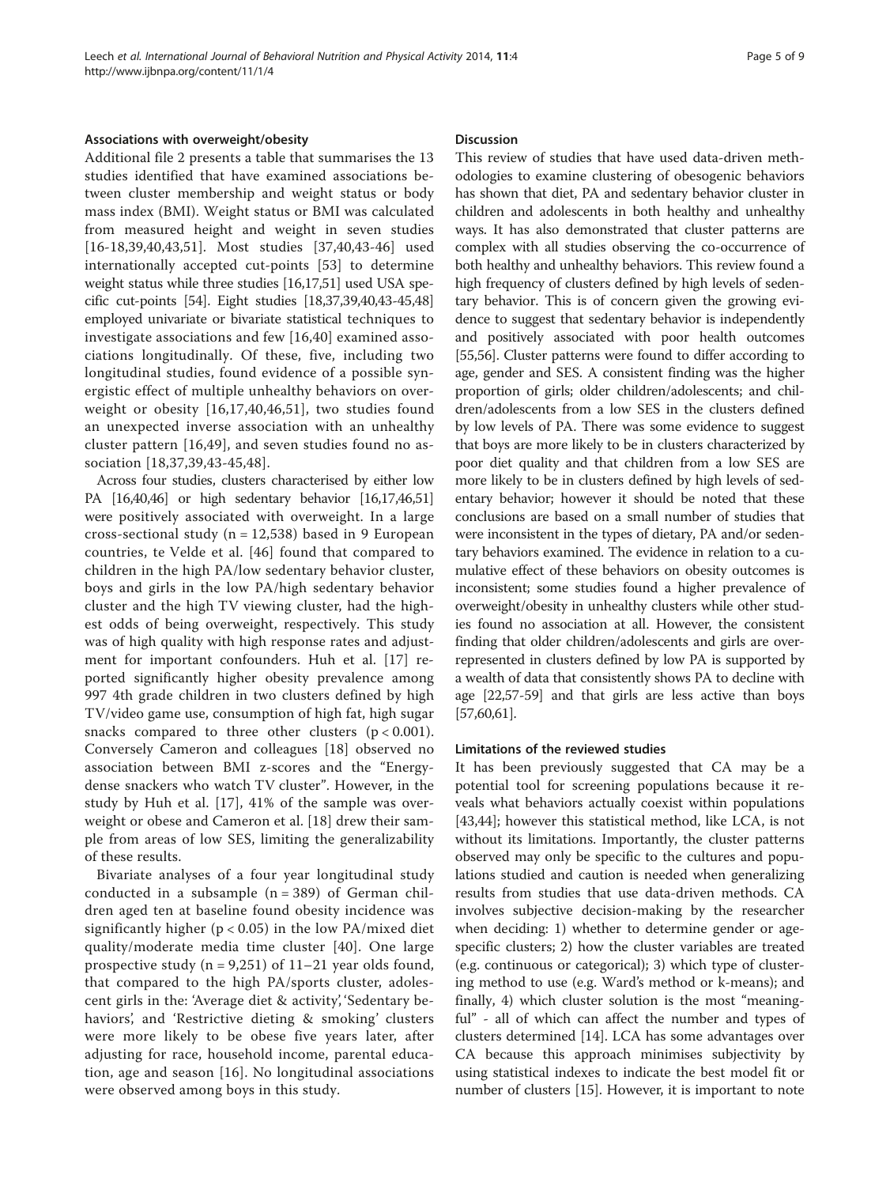### Associations with overweight/obesity

Additional file 2 presents a table that summarises the 13 studies identified that have examined associations between cluster membership and weight status or body mass index (BMI). Weight status or BMI was calculated from measured height and weight in seven studies [16-18,39,40,43,51]. Most studies [37,40,43-46] used internationally accepted cut-points [53] to determine weight status while three studies [16,17,51] used USA specific cut-points [54]. Eight studies [18,37,39,40,43-45,48] employed univariate or bivariate statistical techniques to investigate associations and few [16,40] examined associations longitudinally. Of these, five, including two longitudinal studies, found evidence of a possible synergistic effect of multiple unhealthy behaviors on overweight or obesity [16,17,40,46,51], two studies found an unexpected inverse association with an unhealthy cluster pattern [16,49], and seven studies found no association [18,37,39,43-45,48].

Across four studies, clusters characterised by either low PA [16,40,46] or high sedentary behavior [16,17,46,51] were positively associated with overweight. In a large cross-sectional study (n = 12,538) based in 9 European countries, te Velde et al. [46] found that compared to children in the high PA/low sedentary behavior cluster, boys and girls in the low PA/high sedentary behavior cluster and the high TV viewing cluster, had the highest odds of being overweight, respectively. This study was of high quality with high response rates and adjustment for important confounders. Huh et al. [17] reported significantly higher obesity prevalence among 997 4th grade children in two clusters defined by high TV/video game use, consumption of high fat, high sugar snacks compared to three other clusters ($p < 0.001$). Conversely Cameron and colleagues [18] observed no association between BMI z-scores and the "Energy-dense snackers who watch TV cluster". However, in the study by Huh et al. [17], 41% of the sample was overweight or obese and Cameron et al. [18] drew their sample from areas of low SES, limiting the generalizability of these results.

Bivariate analyses of a four year longitudinal study conducted in a subsample (n = 389) of German children aged ten at baseline found obesity incidence was significantly higher ($p < 0.05$) in the low PA/mixed diet quality/moderate media time cluster [40]. One large prospective study (n = 9,251) of 11–21 year olds found, that compared to the high PA/sports cluster, adolescent girls in the: 'Average diet & activity', 'Sedentary behaviors', and 'Restrictive dieting & smoking' clusters were more likely to be obese five years later, after adjusting for race, household income, parental education, age and season [16]. No longitudinal associations were observed among boys in this study.

## Discussion

This review of studies that have used data-driven methodologies to examine clustering of obesogenic behaviors has shown that diet, PA and sedentary behavior cluster in children and adolescents in both healthy and unhealthy ways. It has also demonstrated that cluster patterns are complex with all studies observing the co-occurrence of both healthy and unhealthy behaviors. This review found a high frequency of clusters defined by high levels of sedentary behavior. This is of concern given the growing evidence to suggest that sedentary behavior is independently and positively associated with poor health outcomes [55,56]. Cluster patterns were found to differ according to age, gender and SES. A consistent finding was the higher proportion of girls; older children/adolescents; and children/adolescents from a low SES in the clusters defined by low levels of PA. There was some evidence to suggest that boys are more likely to be in clusters characterized by poor diet quality and that children from a low SES are more likely to be in clusters defined by high levels of sedentary behavior; however it should be noted that these conclusions are based on a small number of studies that were inconsistent in the types of dietary, PA and/or sedentary behaviors examined. The evidence in relation to a cumulative effect of these behaviors on obesity outcomes is inconsistent; some studies found a higher prevalence of overweight/obesity in unhealthy clusters while other studies found no association at all. However, the consistent finding that older children/adolescents and girls are over-represented in clusters defined by low PA is supported by a wealth of data that consistently shows PA to decline with age [22,57-59] and that girls are less active than boys [57,60,61].

### Limitations of the reviewed studies

It has been previously suggested that CA may be a potential tool for screening populations because it reveals what behaviors actually coexist within populations [43,44]; however this statistical method, like LCA, is not without its limitations. Importantly, the cluster patterns observed may only be specific to the cultures and populations studied and caution is needed when generalizing results from studies that use data-driven methods. CA involves subjective decision-making by the researcher when deciding: 1) whether to determine gender or age-specific clusters; 2) how the cluster variables are treated (e.g. continuous or categorical); 3) which type of clustering method to use (e.g. Ward's method or k-means); and finally, 4) which cluster solution is the most "meaningful" - all of which can affect the number and types of clusters determined [14]. LCA has some advantages over CA because this approach minimises subjectivity by using statistical indexes to indicate the best model fit or number of clusters [15]. However, it is important to note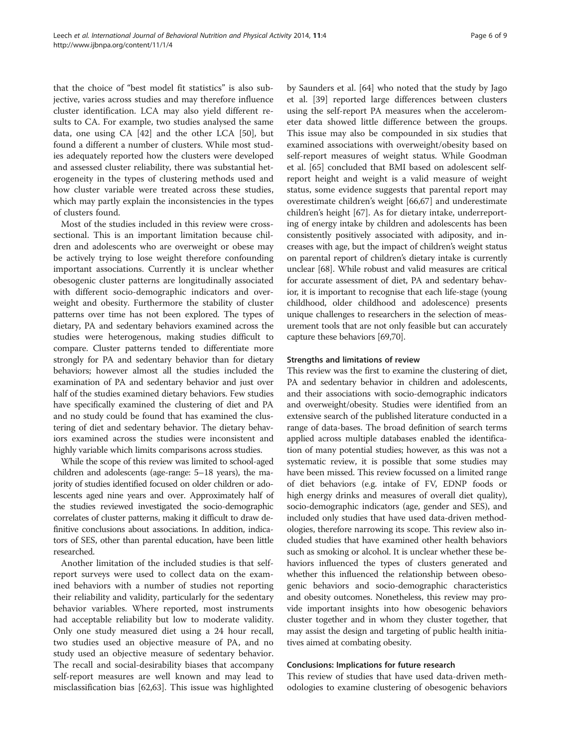that the choice of "best model fit statistics" is also subjective, varies across studies and may therefore influence cluster identification. LCA may also yield different results to CA. For example, two studies analysed the same data, one using CA [42] and the other LCA [50], but found a different a number of clusters. While most studies adequately reported how the clusters were developed and assessed cluster reliability, there was substantial heterogeneity in the types of clustering methods used and how cluster variable were treated across these studies, which may partly explain the inconsistencies in the types of clusters found.

Most of the studies included in this review were cross-sectional. This is an important limitation because children and adolescents who are overweight or obese may be actively trying to lose weight therefore confounding important associations. Currently it is unclear whether obesogenic cluster patterns are longitudinally associated with different socio-demographic indicators and overweight and obesity. Furthermore the stability of cluster patterns over time has not been explored. The types of dietary, PA and sedentary behaviors examined across the studies were heterogenous, making studies difficult to compare. Cluster patterns tended to differentiate more strongly for PA and sedentary behavior than for dietary behaviors; however almost all the studies included the examination of PA and sedentary behavior and just over half of the studies examined dietary behaviors. Few studies have specifically examined the clustering of diet and PA and no study could be found that has examined the clustering of diet and sedentary behavior. The dietary behaviors examined across the studies were inconsistent and highly variable which limits comparisons across studies.

While the scope of this review was limited to school-aged children and adolescents (age-range: 5–18 years), the majority of studies identified focused on older children or adolescents aged nine years and over. Approximately half of the studies reviewed investigated the socio-demographic correlates of cluster patterns, making it difficult to draw definitive conclusions about associations. In addition, indicators of SES, other than parental education, have been little researched.

Another limitation of the included studies is that self-report surveys were used to collect data on the examined behaviors with a number of studies not reporting their reliability and validity, particularly for the sedentary behavior variables. Where reported, most instruments had acceptable reliability but low to moderate validity. Only one study measured diet using a 24 hour recall, two studies used an objective measure of PA, and no study used an objective measure of sedentary behavior. The recall and social-desirability biases that accompany self-report measures are well known and may lead to misclassification bias [62,63]. This issue was highlighted by Saunders et al. [64] who noted that the study by Jago et al. [39] reported large differences between clusters using the self-report PA measures when the accelerometer data showed little difference between the groups. This issue may also be compounded in six studies that examined associations with overweight/obesity based on self-report measures of weight status. While Goodman et al. [65] concluded that BMI based on adolescent self-report height and weight is a valid measure of weight status, some evidence suggests that parental report may overestimate children's weight [66,67] and underestimate children's height [67]. As for dietary intake, underreporting of energy intake by children and adolescents has been consistently positively associated with adiposity, and increases with age, but the impact of children's weight status on parental report of children's dietary intake is currently unclear [68]. While robust and valid measures are critical for accurate assessment of diet, PA and sedentary behavior, it is important to recognise that each life-stage (young childhood, older childhood and adolescence) presents unique challenges to researchers in the selection of measurement tools that are not only feasible but can accurately capture these behaviors [69,70].

### Strengths and limitations of review

This review was the first to examine the clustering of diet, PA and sedentary behavior in children and adolescents, and their associations with socio-demographic indicators and overweight/obesity. Studies were identified from an extensive search of the published literature conducted in a range of data-bases. The broad definition of search terms applied across multiple databases enabled the identification of many potential studies; however, as this was not a systematic review, it is possible that some studies may have been missed. This review focussed on a limited range of diet behaviors (e.g. intake of FV, EDNP foods or high energy drinks and measures of overall diet quality), socio-demographic indicators (age, gender and SES), and included only studies that have used data-driven methodologies, therefore narrowing its scope. This review also included studies that have examined other health behaviors such as smoking or alcohol. It is unclear whether these behaviors influenced the types of clusters generated and whether this influenced the relationship between obesogenic behaviors and socio-demographic characteristics and obesity outcomes. Nonetheless, this review may provide important insights into how obesogenic behaviors cluster together and in whom they cluster together, that may assist the design and targeting of public health initiatives aimed at combating obesity.

## Conclusions: Implications for future research

This review of studies that have used data-driven methodologies to examine clustering of obesogenic behaviors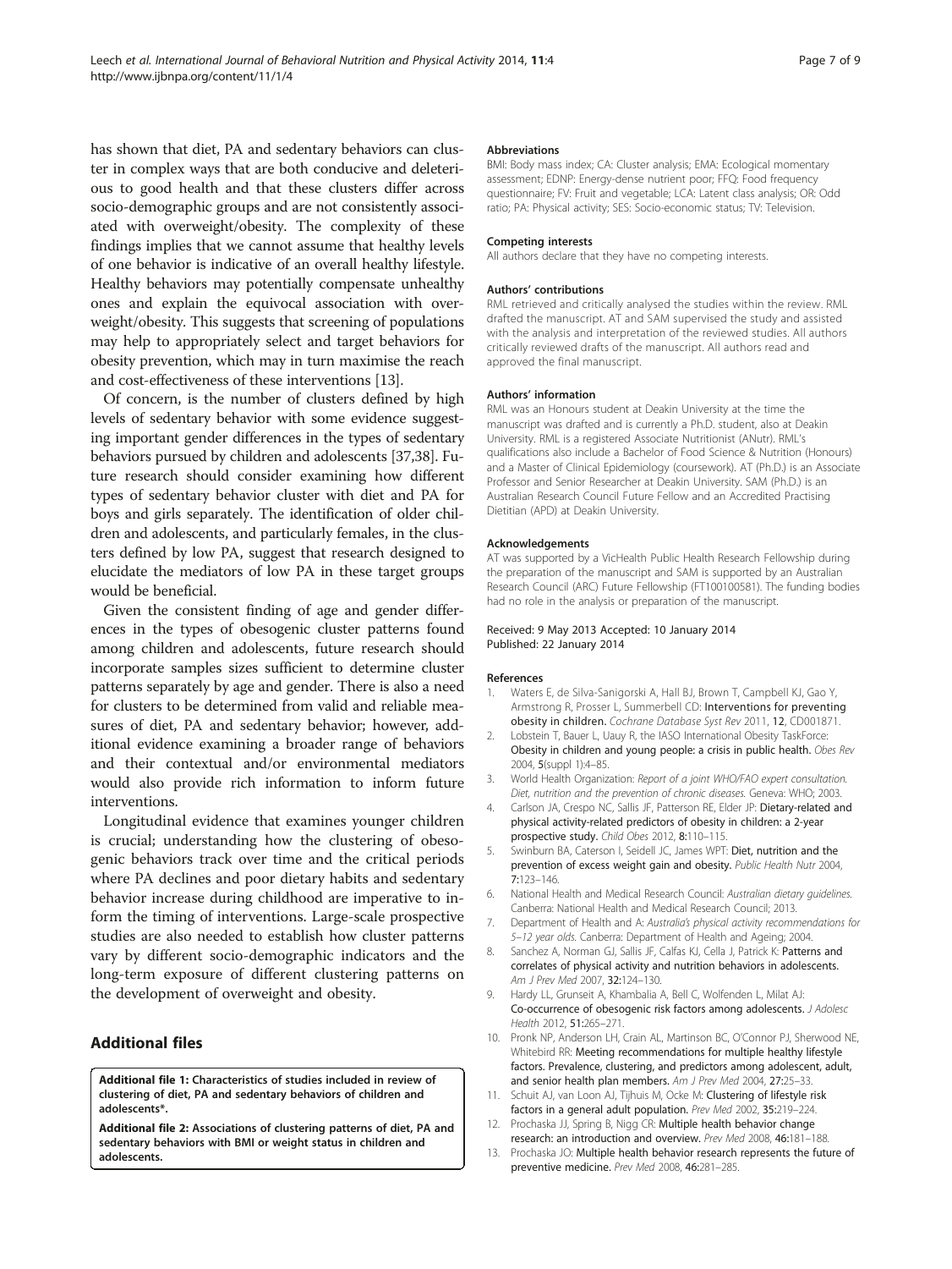has shown that diet, PA and sedentary behaviors can cluster in complex ways that are both conducive and deleterious to good health and that these clusters differ across socio-demographic groups and are not consistently associated with overweight/obesity. The complexity of these findings implies that we cannot assume that healthy levels of one behavior is indicative of an overall healthy lifestyle. Healthy behaviors may potentially compensate unhealthy ones and explain the equivocal association with overweight/obesity. This suggests that screening of populations may help to appropriately select and target behaviors for obesity prevention, which may in turn maximise the reach and cost-effectiveness of these interventions [13].

Of concern, is the number of clusters defined by high levels of sedentary behavior with some evidence suggesting important gender differences in the types of sedentary behaviors pursued by children and adolescents [37,38]. Future research should consider examining how different types of sedentary behavior cluster with diet and PA for boys and girls separately. The identification of older children and adolescents, and particularly females, in the clusters defined by low PA, suggest that research designed to elucidate the mediators of low PA in these target groups would be beneficial.

Given the consistent finding of age and gender differences in the types of obesogenic cluster patterns found among children and adolescents, future research should incorporate samples sizes sufficient to determine cluster patterns separately by age and gender. There is also a need for clusters to be determined from valid and reliable measures of diet, PA and sedentary behavior; however, additional evidence examining a broader range of behaviors and their contextual and/or environmental mediators would also provide rich information to inform future interventions.

Longitudinal evidence that examines younger children is crucial; understanding how the clustering of obesogenic behaviors track over time and the critical periods where PA declines and poor dietary habits and sedentary behavior increase during childhood are imperative to inform the timing of interventions. Large-scale prospective studies are also needed to establish how cluster patterns vary by different socio-demographic indicators and the long-term exposure of different clustering patterns on the development of overweight and obesity.

## Additional files

**Additional file 1: Characteristics of studies included in review of clustering of diet, PA and sedentary behaviors of children and adolescents*.**

**Additional file 2: Associations of clustering patterns of diet, PA and sedentary behaviors with BMI or weight status in children and adolescents.**

#### Abbreviations

BMI: Body mass index; CA: Cluster analysis; EMA: Ecological momentary assessment; EDNP: Energy-dense nutrient poor; FFQ: Food frequency questionnaire; FV: Fruit and vegetable; LCA: Latent class analysis; OR: Odd ratio; PA: Physical activity; SES: Socio-economic status; TV: Television.

#### Competing interests

All authors declare that they have no competing interests.

#### Authors' contributions

RML retrieved and critically analysed the studies within the review. RML drafted the manuscript. AT and SAM supervised the study and assisted with the analysis and interpretation of the reviewed studies. All authors critically reviewed drafts of the manuscript. All authors read and approved the final manuscript.

#### Authors' information

RML was an Honours student at Deakin University at the time the manuscript was drafted and is currently a Ph.D. student, also at Deakin University. RML is a registered Associate Nutritionist (ANutr). RML's qualifications also include a Bachelor of Food Science & Nutrition (Honours) and a Master of Clinical Epidemiology (coursework). AT (Ph.D.) is an Associate Professor and Senior Researcher at Deakin University. SAM (Ph.D.) is an Australian Research Council Future Fellow and an Accredited Practising Dietitian (APD) at Deakin University.

#### Acknowledgements

AT was supported by a VicHealth Public Health Research Fellowship during the preparation of the manuscript and SAM is supported by an Australian Research Council (ARC) Future Fellowship (FT100100581). The funding bodies had no role in the analysis or preparation of the manuscript.

Received: 9 May 2013 Accepted: 10 January 2014
Published: 22 January 2014

#### References

1. Waters E, de Silva-Sanigorski A, Hall BJ, Brown T, Campbell KJ, Gao Y, Armstrong R, Prosser L, Summerbell CD: **Interventions for preventing obesity in children.** *Cochrane Database Syst Rev* 2011, **12**, CD001871.
2. Lobstein T, Bauer L, Uauy R, the IASO International Obesity TaskForce: **Obesity in children and young people: a crisis in public health.** *Obes Rev* 2004, **5**(suppl 1):4–85.
3. World Health Organization: *Report of a joint WHO/FAO expert consultation. Diet, nutrition and the prevention of chronic diseases.* Geneva: WHO; 2003.
4. Carlson JA, Crespo NC, Sallis JF, Patterson RE, Elder JP: **Dietary-related and physical activity-related predictors of obesity in children: a 2-year prospective study.** *Child Obes* 2012, **8**:110–115.
5. Swinburn BA, Caterson I, Seidell JC, James WPT: **Diet, nutrition and the prevention of excess weight gain and obesity.** *Public Health Nutr* 2004, **7**:123–146.
6. National Health and Medical Research Council: *Australian dietary guidelines.* Canberra: National Health and Medical Research Council; 2013.
7. Department of Health and A: *Australia's physical activity recommendations for 5–12 year olds.* Canberra: Department of Health and Ageing; 2004.
8. Sanchez A, Norman GJ, Sallis JF, Calfas KJ, Cella J, Patrick K: **Patterns and correlates of physical activity and nutrition behaviors in adolescents.** *Am J Prev Med* 2007, **32**:124–130.
9. Hardy LL, Grunseit A, Khambalia A, Bell C, Wolfenden L, Milat AJ: **Co-occurrence of obesogenic risk factors among adolescents.** *J Adolesc Health* 2012, **51**:265–271.
10. Pronk NP, Anderson LH, Crain AL, Martinson BC, O'Connor PJ, Sherwood NE, Whitebird RR: **Meeting recommendations for multiple healthy lifestyle factors. Prevalence, clustering, and predictors among adolescent, adult, and senior health plan members.** *Am J Prev Med* 2004, **27**:25–33.
11. Schuit AJ, van Loon AJ, Tijhuis M, Ocke M: **Clustering of lifestyle risk factors in a general adult population.** *Prev Med* 2002, **35**:219–224.
12. Prochaska JJ, Spring B, Nigg CR: **Multiple health behavior change research: an introduction and overview.** *Prev Med* 2008, **46**:181–188.
13. Prochaska JO: **Multiple health behavior research represents the future of preventive medicine.** *Prev Med* 2008, **46**:281–285.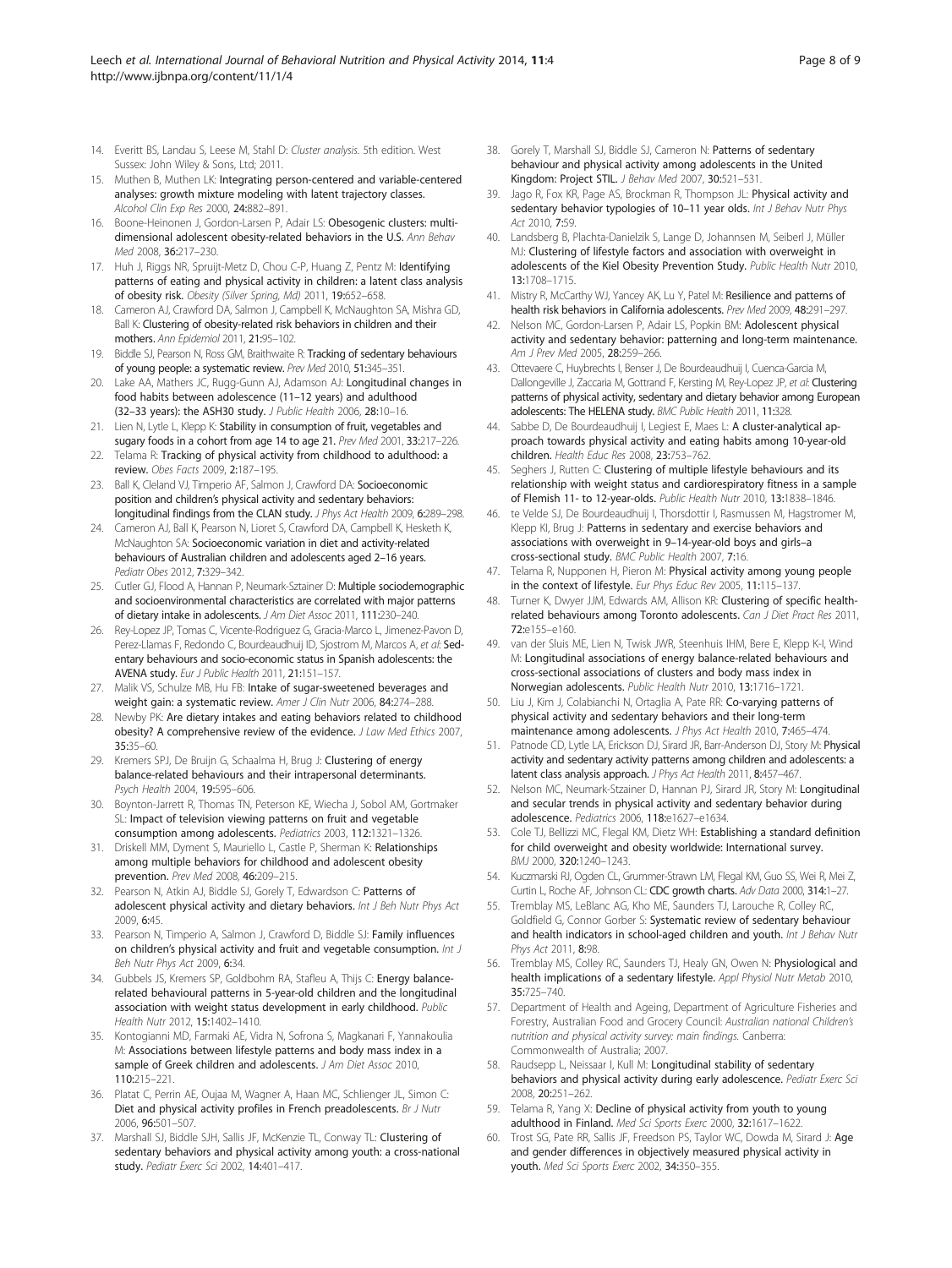14. Everitt BS, Landau S, Leese M, Stahl D: *Cluster analysis*. 5th edition. West Sussex: John Wiley & Sons, Ltd; 2011.
15. Muthen B, Muthen LK: **Integrating person-centered and variable-centered analyses: growth mixture modeling with latent trajectory classes.** *Alcohol Clin Exp Res* 2000, **24:**882–891.
16. Boone-Heinonen J, Gordon-Larsen P, Adair LS: **Obesogenic clusters: multidimensional adolescent obesity-related behaviors in the U.S.** *Ann Behav Med* 2008, **36:**217–230.
17. Huh J, Riggs NR, Spruijt-Metz D, Chou C-P, Huang Z, Pentz M: **Identifying patterns of eating and physical activity in children: a latent class analysis of obesity risk.** *Obesity (Silver Spring, Md)* 2011, **19:**652–658.
18. Cameron AJ, Crawford DA, Salmon J, Campbell K, McNaughton SA, Mishra GD, Ball K: **Clustering of obesity-related risk behaviors in children and their mothers.** *Ann Epidemiol* 2011, **21:**95–102.
19. Biddle SJ, Pearson N, Ross GM, Braithwaite R: **Tracking of sedentary behaviours of young people: a systematic review.** *Prev Med* 2010, **51:**345–351.
20. Lake AA, Mathers JC, Rugg-Gunn AJ, Adamson AJ: **Longitudinal changes in food habits between adolescence (11–12 years) and adulthood (32–33 years): the ASH30 study.** *J Public Health* 2006, **28:**10–16.
21. Lien N, Lytle L, Klepp K: **Stability in consumption of fruit, vegetables and sugary foods in a cohort from age 14 to age 21.** *Prev Med* 2001, **33:**217–226.
22. Telama R: **Tracking of physical activity from childhood to adulthood: a review.** *Obes Facts* 2009, **2:**187–195.
23. Ball K, Cleland VJ, Timperio AF, Salmon J, Crawford DA: **Socioeconomic position and children's physical activity and sedentary behaviors: longitudinal findings from the CLAN study.** *J Phys Act Health* 2009, **6:**289–298.
24. Cameron AJ, Ball K, Pearson N, Lioret S, Crawford DA, Campbell K, Hesketh K, McNaughton SA: **Socioeconomic variation in diet and activity-related behaviours of Australian children and adolescents aged 2–16 years.** *Pediatr Obes* 2012, **7:**329–342.
25. Cutler GJ, Flood A, Hannan P, Neumark-Sztainer D: **Multiple sociodemographic and socioenvironmental characteristics are correlated with major patterns of dietary intake in adolescents.** *J Am Diet Assoc* 2011, **111:**230–240.
26. Rey-Lopez JP, Tomas C, Vicente-Rodriguez G, Gracia-Marco L, Jimenez-Pavon D, Perez-Llamas F, Redondo C, Bourdeaudhuij ID, Sjostrom M, Marcos A, *et al*: **Sedentary behaviours and socio-economic status in Spanish adolescents: the AVENA study.** *Eur J Public Health* 2011, **21:**151–157.
27. Malik VS, Schulze MB, Hu FB: **Intake of sugar-sweetened beverages and weight gain: a systematic review.** *Amer J Clin Nutr* 2006, **84:**274–288.
28. Newby PK: **Are dietary intakes and eating behaviors related to childhood obesity? A comprehensive review of the evidence.** *J Law Med Ethics* 2007, **35:**35–60.
29. Kremers SPJ, De Bruijn G, Schaalma H, Brug J: **Clustering of energy balance-related behaviours and their intrapersonal determinants.** *Psych Health* 2004, **19:**595–606.
30. Boynton-Jarrett R, Thomas TN, Peterson KE, Wiecha J, Sobol AM, Gortmaker SL: **Impact of television viewing patterns on fruit and vegetable consumption among adolescents.** *Pediatrics* 2003, **112:**1321–1326.
31. Driskell MM, Dyment S, Mauriello L, Castle P, Sherman K: **Relationships among multiple behaviors for childhood and adolescent obesity prevention.** *Prev Med* 2008, **46:**209–215.
32. Pearson N, Atkin AJ, Biddle SJ, Gorely T, Edwardson C: **Patterns of adolescent physical activity and dietary behaviors.** *Int J Beh Nutr Phys Act* 2009, **6:**45.
33. Pearson N, Timperio A, Salmon J, Crawford D, Biddle SJ: **Family influences on children's physical activity and fruit and vegetable consumption.** *Int J Beh Nutr Phys Act* 2009, **6:**34.
34. Gubbels JS, Kremers SP, Goldbohm RA, Stafleu A, Thijs C: **Energy balance-related behavioural patterns in 5-year-old children and the longitudinal association with weight status development in early childhood.** *Public Health Nutr* 2012, **15:**1402–1410.
35. Kontogianni MD, Farmaki AE, Vidra N, Sofrona S, Magkanari F, Yannakoulia M: **Associations between lifestyle patterns and body mass index in a sample of Greek children and adolescents.** *J Am Diet Assoc* 2010, **110:**215–221.
36. Platat C, Perrin AE, Oujaa M, Wagner A, Haan MC, Schlienger JL, Simon C: **Diet and physical activity profiles in French preadolescents.** *Br J Nutr* 2006, **96:**501–507.
37. Marshall SJ, Biddle SJH, Sallis JF, McKenzie TL, Conway TL: **Clustering of sedentary behaviors and physical activity among youth: a cross-national study.** *Pediatr Exerc Sci* 2002, **14:**401–417.
38. Gorely T, Marshall SJ, Biddle SJ, Cameron N: **Patterns of sedentary behaviour and physical activity among adolescents in the United Kingdom: Project STIL.** *J Behav Med* 2007, **30:**521–531.
39. Jago R, Fox KR, Page AS, Brockman R, Thompson JL: **Physical activity and sedentary behavior typologies of 10–11 year olds.** *Int J Behav Nutr Phys Act* 2010, **7:**59.
40. Landsberg B, Plachta-Danielzik S, Lange D, Johannsen M, Seiberl J, Müller MJ: **Clustering of lifestyle factors and association with overweight in adolescents of the Kiel Obesity Prevention Study.** *Public Health Nutr* 2010, **13:**1708–1715.
41. Mistry R, McCarthy WJ, Yancey AK, Lu Y, Patel M: **Resilience and patterns of health risk behaviors in California adolescents.** *Prev Med* 2009, **48:**291–297.
42. Nelson MC, Gordon-Larsen P, Adair LS, Popkin BM: **Adolescent physical activity and sedentary behavior: patterning and long-term maintenance.** *Am J Prev Med* 2005, **28:**259–266.
43. Ottevaere C, Huybrechts I, Benser J, De Bourdeaudhuij I, Cuenca-Garcia M, Dallongeville J, Zaccaria M, Gottrand F, Kersting M, Rey-Lopez JP, *et al*: **Clustering patterns of physical activity, sedentary and dietary behavior among European adolescents: The HELENA study.** *BMC Public Health* 2011, **11:**328.
44. Sabbe D, De Bourdeaudhuij I, Legiest E, Maes L: **A cluster-analytical approach towards physical activity and eating habits among 10-year-old children.** *Health Educ Res* 2008, **23:**753–762.
45. Seghers J, Rutten C: **Clustering of multiple lifestyle behaviours and its relationship with weight status and cardiorespiratory fitness in a sample of Flemish 11- to 12-year-olds.** *Public Health Nutr* 2010, **13:**1838–1846.
46. te Velde SJ, De Bourdeaudhuij I, Thorsdottir I, Rasmussen M, Hagstromer M, Klepp KI, Brug J: **Patterns in sedentary and exercise behaviors and associations with overweight in 9–14-year-old boys and girls–a cross-sectional study.** *BMC Public Health* 2007, **7:**16.
47. Telama R, Nupponen H, Pieron M: **Physical activity among young people in the context of lifestyle.** *Eur Phys Educ Rev* 2005, **11:**115–137.
48. Turner K, Dwyer JJM, Edwards AM, Allison KR: **Clustering of specific health-related behaviours among Toronto adolescents.** *Can J Diet Pract Res* 2011, **72:**e155–e160.
49. van der Sluis ME, Lien N, Twisk JWR, Steenhuis IHM, Bere E, Klepp K-I, Wind M: **Longitudinal associations of energy balance-related behaviours and cross-sectional associations of clusters and body mass index in Norwegian adolescents.** *Public Health Nutr* 2010, **13:**1716–1721.
50. Liu J, Kim J, Colabianchi N, Ortaglia A, Pate RR: **Co-varying patterns of physical activity and sedentary behaviors and their long-term maintenance among adolescents.** *J Phys Act Health* 2010, **7:**465–474.
51. Patnode CD, Lytle LA, Erickson DJ, Sirard JR, Barr-Anderson DJ, Story M: **Physical activity and sedentary activity patterns among children and adolescents: a latent class analysis approach.** *J Phys Act Health* 2011, **8:**457–467.
52. Nelson MC, Neumark-Stzainer D, Hannan PJ, Sirard JR, Story M: **Longitudinal and secular trends in physical activity and sedentary behavior during adolescence.** *Pediatrics* 2006, **118:**e1627–e1634.
53. Cole TJ, Bellizzi MC, Flegal KM, Dietz WH: **Establishing a standard definition for child overweight and obesity worldwide: International survey.** *BMJ* 2000, **320:**1240–1243.
54. Kuczmarski RJ, Ogden CL, Grummer-Strawn LM, Flegal KM, Guo SS, Wei R, Mei Z, Curtin L, Roche AF, Johnson CL: **CDC growth charts.** *Adv Data* 2000, **314:**1–27.
55. Tremblay MS, LeBlanc AG, Kho ME, Saunders TJ, Larouche R, Colley RC, Goldfield G, Connor Gorber S: **Systematic review of sedentary behaviour and health indicators in school-aged children and youth.** *Int J Behav Nutr Phys Act* 2011, **8:**98.
56. Tremblay MS, Colley RC, Saunders TJ, Healy GN, Owen N: **Physiological and health implications of a sedentary lifestyle.** *Appl Physiol Nutr Metab* 2010, **35:**725–740.
57. Department of Health and Ageing, Department of Agriculture Fisheries and Forestry, Australian Food and Grocery Council: *Australian national Children's nutrition and physical activity survey: main findings*. Canberra: Commonwealth of Australia; 2007.
58. Raudsepp L, Neissaar I, Kull M: **Longitudinal stability of sedentary behaviors and physical activity during early adolescence.** *Pediatr Exerc Sci* 2008, **20:**251–262.
59. Telama R, Yang X: **Decline of physical activity from youth to young adulthood in Finland.** *Med Sci Sports Exerc* 2000, **32:**1617–1622.
60. Trost SG, Pate RR, Sallis JF, Freedson PS, Taylor WC, Dowda M, Sirard J: **Age and gender differences in objectively measured physical activity in youth.** *Med Sci Sports Exerc* 2002, **34:**350–355.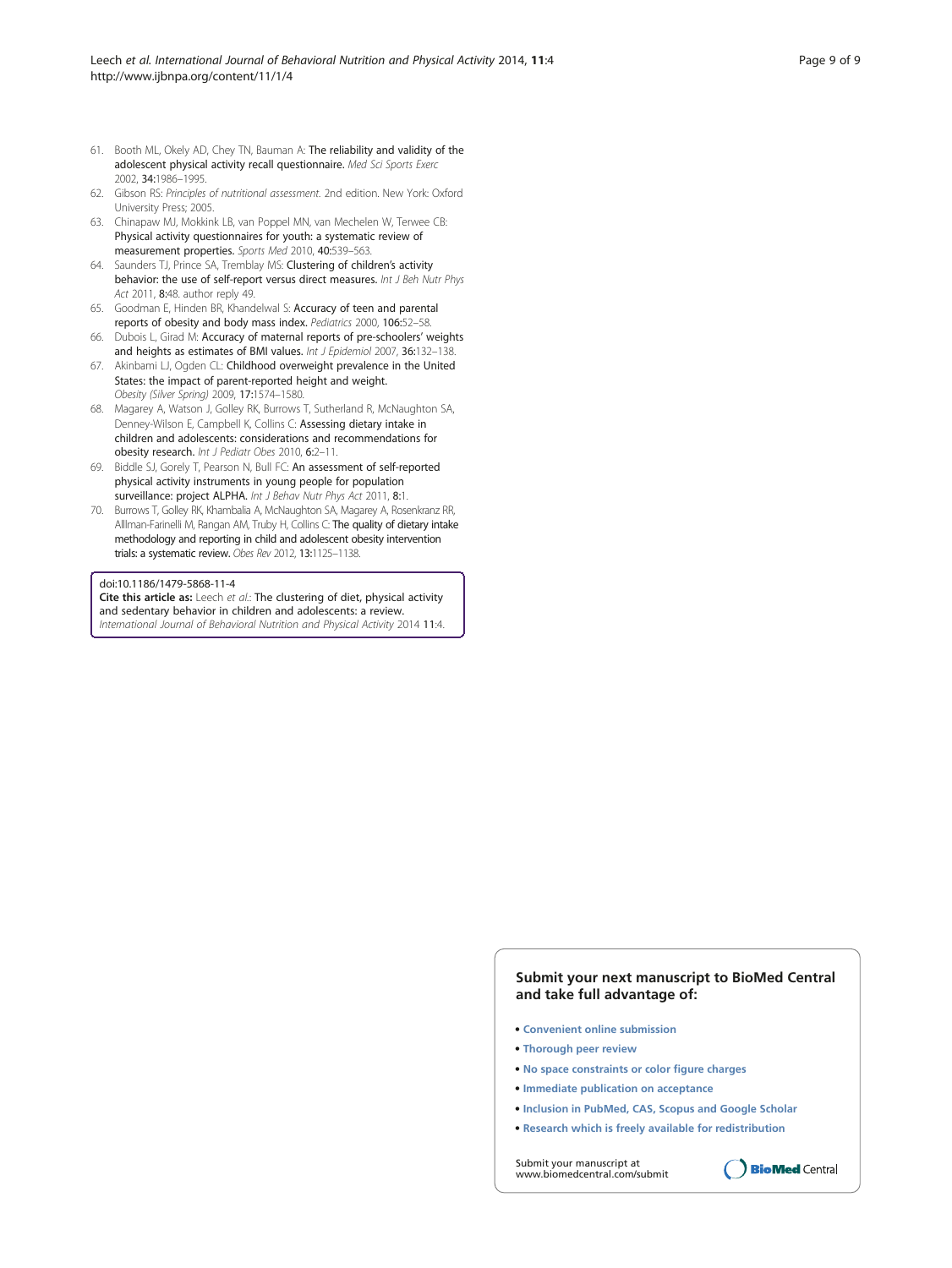61. Booth ML, Okely AD, Chey TN, Bauman A: **The reliability and validity of the adolescent physical activity recall questionnaire.** *Med Sci Sports Exerc* 2002, **34:**1986–1995.
62. Gibson RS: *Principles of nutritional assessment*. 2nd edition. New York: Oxford University Press; 2005.
63. Chinapaw MJ, Mokkink LB, van Poppel MN, van Mechelen W, Terwee CB: **Physical activity questionnaires for youth: a systematic review of measurement properties.** *Sports Med* 2010, **40:**539–563.
64. Saunders TJ, Prince SA, Tremblay MS: **Clustering of children's activity behavior: the use of self-report versus direct measures.** *Int J Beh Nutr Phys Act* 2011, **8:**48. author reply 49.
65. Goodman E, Hinden BR, Khandelwal S: **Accuracy of teen and parental reports of obesity and body mass index.** *Pediatrics* 2000, **106:**52–58.
66. Dubois L, Girad M: **Accuracy of maternal reports of pre-schoolers' weights and heights as estimates of BMI values.** *Int J Epidemiol* 2007, **36:**132–138.
67. Akinbami LJ, Ogden CL: **Childhood overweight prevalence in the United States: the impact of parent-reported height and weight.** *Obesity (Silver Spring)* 2009, **17:**1574–1580.
68. Magarey A, Watson J, Golley RK, Burrows T, Sutherland R, McNaughton SA, Denney-Wilson E, Campbell K, Collins C: **Assessing dietary intake in children and adolescents: considerations and recommendations for obesity research.** *Int J Pediatr Obes* 2010, **6:**2–11.
69. Biddle SJ, Gorely T, Pearson N, Bull FC: **An assessment of self-reported physical activity instruments in young people for population surveillance: project ALPHA.** *Int J Behav Nutr Phys Act* 2011, **8:**1.
70. Burrows T, Golley RK, Khambalia A, McNaughton SA, Magarey A, Rosenkranz RR, Alllman-Farinelli M, Rangan AM, Truby H, Collins C: **The quality of dietary intake methodology and reporting in child and adolescent obesity intervention trials: a systematic review.** *Obes Rev* 2012, **13:**1125–1138.

doi:10.1186/1479-5868-11-4

**Cite this article as:** Leech *et al.*: The clustering of diet, physical activity and sedentary behavior in children and adolescents: a review. *International Journal of Behavioral Nutrition and Physical Activity* 2014 **11**:4.

**Submit your next manuscript to BioMed Central and take full advantage of:**

- **Convenient online submission**
- **Thorough peer review**
- **No space constraints or color figure charges**
- **Immediate publication on acceptance**
- **Inclusion in PubMed, CAS, Scopus and Google Scholar**
- **Research which is freely available for redistribution**

Submit your manuscript at
www.biomedcentral.com/submit

BioMed Central